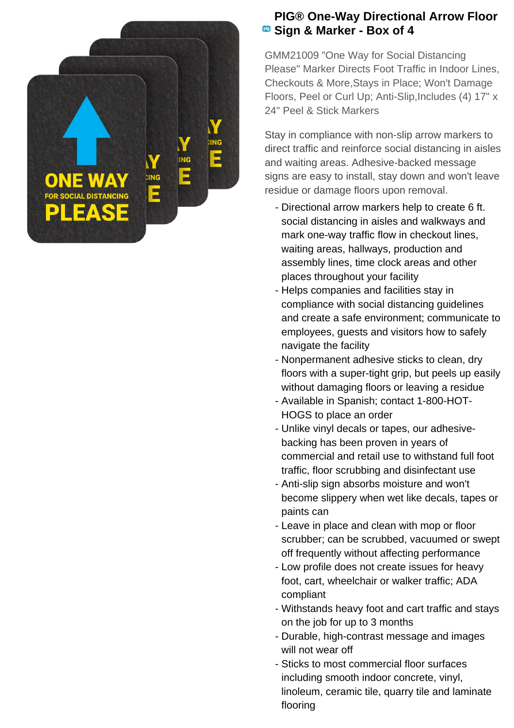# PIG® One-Way Directional Arrow Floor Sign & Marker - Box of 4

GMM21009 "One Way for Social Distancing Please" Marker Directs Foot Traffic in Indoor Lines, Checkouts & More,Stays in Place; Won't Damage Floors, Peel or Curl Up; Anti-Slip,Includes (4) 17" x 24" Peel & Stick Markers

Stay in compliance with non-slip arrow markers to direct traffic and reinforce social distancing in aisles and waiting areas. Adhesive-backed message signs are easy to install, stay down and won't leave residue or damage floors upon removal.

- Directional arrow markers help to create 6 ft. social distancing in aisles and walkways and mark one-way traffic flow in checkout lines, waiting areas, hallways, production and assembly lines, time clock areas and other places throughout your facility
- Helps companies and facilities stay in compliance with social distancing guidelines and create a safe environment; communicate to employees, guests and visitors how to safely navigate the facility
- Nonpermanent adhesive sticks to clean, dry floors with a super-tight grip, but peels up easily without damaging floors or leaving a residue
- Available in Spanish; contact 1-800-HOT-HOGS to place an order
- Unlike vinyl decals or tapes, our adhesive-backing has been proven in years of commercial and retail use to withstand full foot traffic, floor scrubbing and disinfectant use
- Anti-slip sign absorbs moisture and won't become slippery when wet like decals, tapes or paints can
- Leave in place and clean with mop or floor scrubber; can be scrubbed, vacuumed or swept off frequently without affecting performance
- Low profile does not create issues for heavy foot, cart, wheelchair or walker traffic; ADA compliant
- Withstands heavy foot and cart traffic and stays on the job for up to 3 months
- Durable, high-contrast message and images will not wear off
- Sticks to most commercial floor surfaces including smooth indoor concrete, vinyl, linoleum, ceramic tile, quarry tile and laminate flooring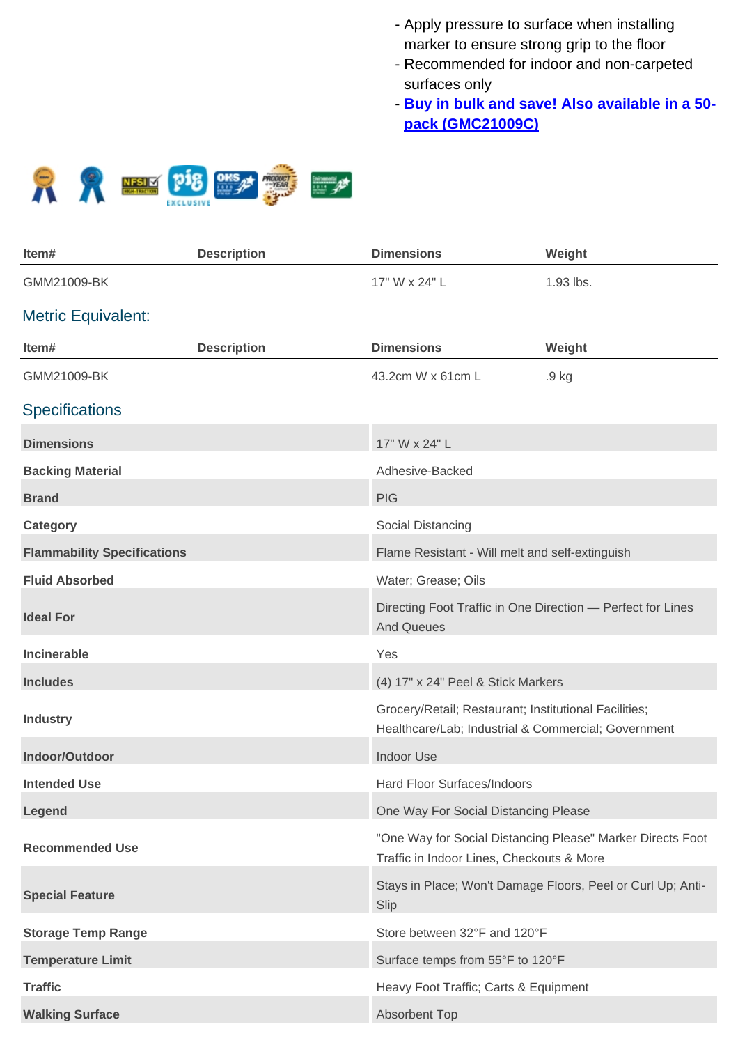- Apply pressure to surface when installing marker to ensure strong grip to the floor
- Recommended for indoor and non-carpeted surfaces only
- **Buy in bulk and save! Also available in a 50-pack (GMC21009C)**

| Item# | Description | Dimensions | Weight |
|---|---|---|---|
| GMM21009-BK | | 17" W x 24" L | 1.93 lbs. |

## Metric Equivalent:

| Item# | Description | Dimensions | Weight |
|---|---|---|---|
| GMM21009-BK | | 43.2cm W x 61cm L | .9 kg |

## Specifications

| | |
|---|---|
| **Dimensions** | 17" W x 24" L |
| **Backing Material** | Adhesive-Backed |
| **Brand** | PIG |
| **Category** | Social Distancing |
| **Flammability Specifications** | Flame Resistant - Will melt and self-extinguish |
| **Fluid Absorbed** | Water; Grease; Oils |
| **Ideal For** | Directing Foot Traffic in One Direction — Perfect for Lines And Queues |
| **Incinerable** | Yes |
| **Includes** | (4) 17" x 24" Peel & Stick Markers |
| **Industry** | Grocery/Retail; Restaurant; Institutional Facilities; Healthcare/Lab; Industrial & Commercial; Government |
| **Indoor/Outdoor** | Indoor Use |
| **Intended Use** | Hard Floor Surfaces/Indoors |
| **Legend** | One Way For Social Distancing Please |
| **Recommended Use** | "One Way for Social Distancing Please" Marker Directs Foot Traffic in Indoor Lines, Checkouts & More |
| **Special Feature** | Stays in Place; Won't Damage Floors, Peel or Curl Up; Anti-Slip |
| **Storage Temp Range** | Store between 32°F and 120°F |
| **Temperature Limit** | Surface temps from 55°F to 120°F |
| **Traffic** | Heavy Foot Traffic; Carts & Equipment |
| **Walking Surface** | Absorbent Top |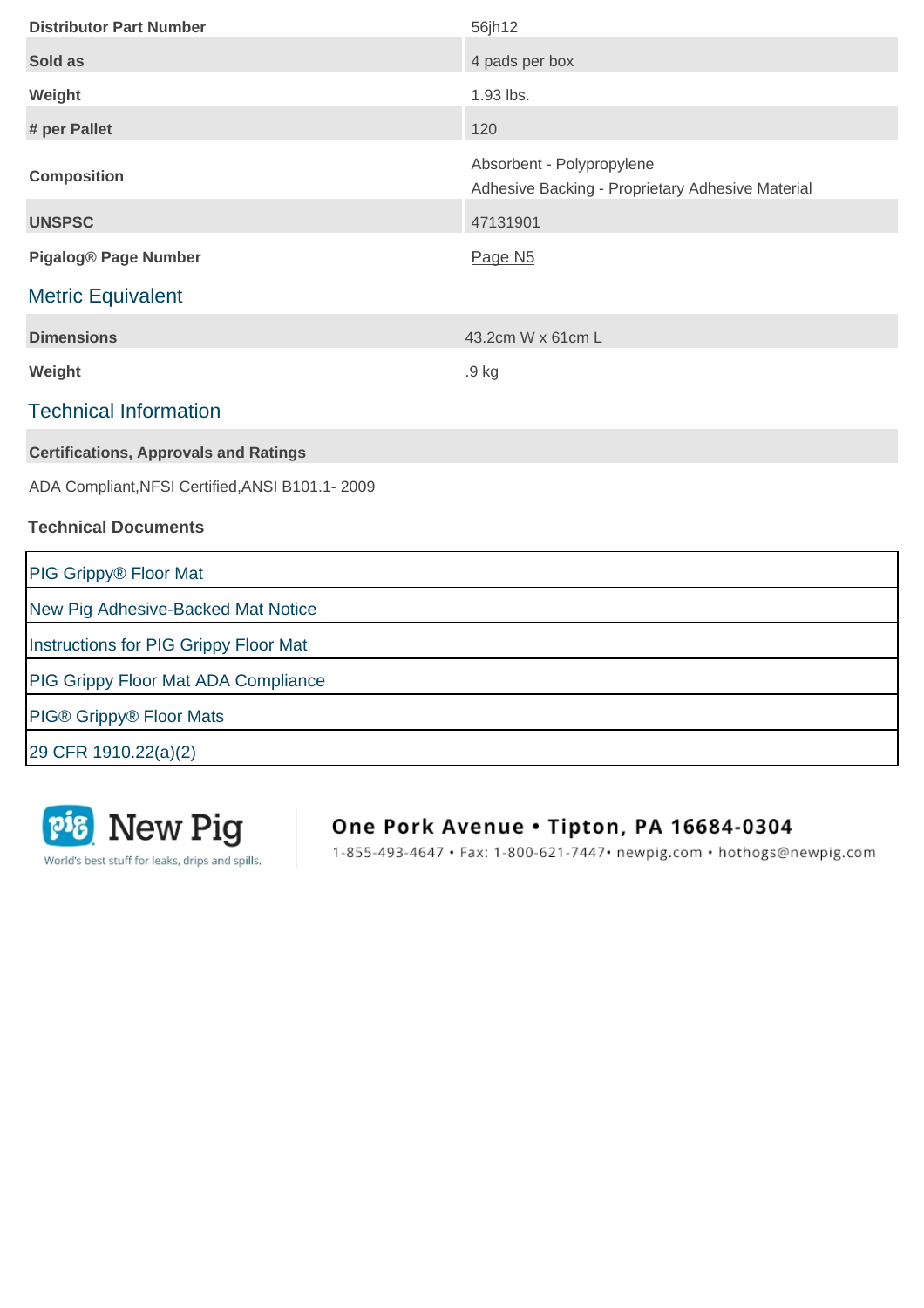| | |
|---|---|
| **Distributor Part Number** | 56jh12 |
| **Sold as** | 4 pads per box |
| **Weight** | 1.93 lbs. |
| **# per Pallet** | 120 |
| **Composition** | Absorbent - Polypropylene<br>Adhesive Backing - Proprietary Adhesive Material |
| **UNSPSC** | 47131901 |
| **Pigalog® Page Number** | Page N5 |

## Metric Equivalent

| | |
|---|---|
| **Dimensions** | 43.2cm W x 61cm L |
| **Weight** | .9 kg |

## Technical Information

**Certifications, Approvals and Ratings**

ADA Compliant,NFSI Certified,ANSI B101.1- 2009

### Technical Documents

- PIG Grippy® Floor Mat
- New Pig Adhesive-Backed Mat Notice
- Instructions for PIG Grippy Floor Mat
- PIG Grippy Floor Mat ADA Compliance
- PIG® Grippy® Floor Mats
- 29 CFR 1910.22(a)(2)

New Pig
World's best stuff for leaks, drips and spills.

**One Pork Avenue • Tipton, PA 16684-0304**
1-855-493-4647 • Fax: 1-800-621-7447• newpig.com • hothogs@newpig.com